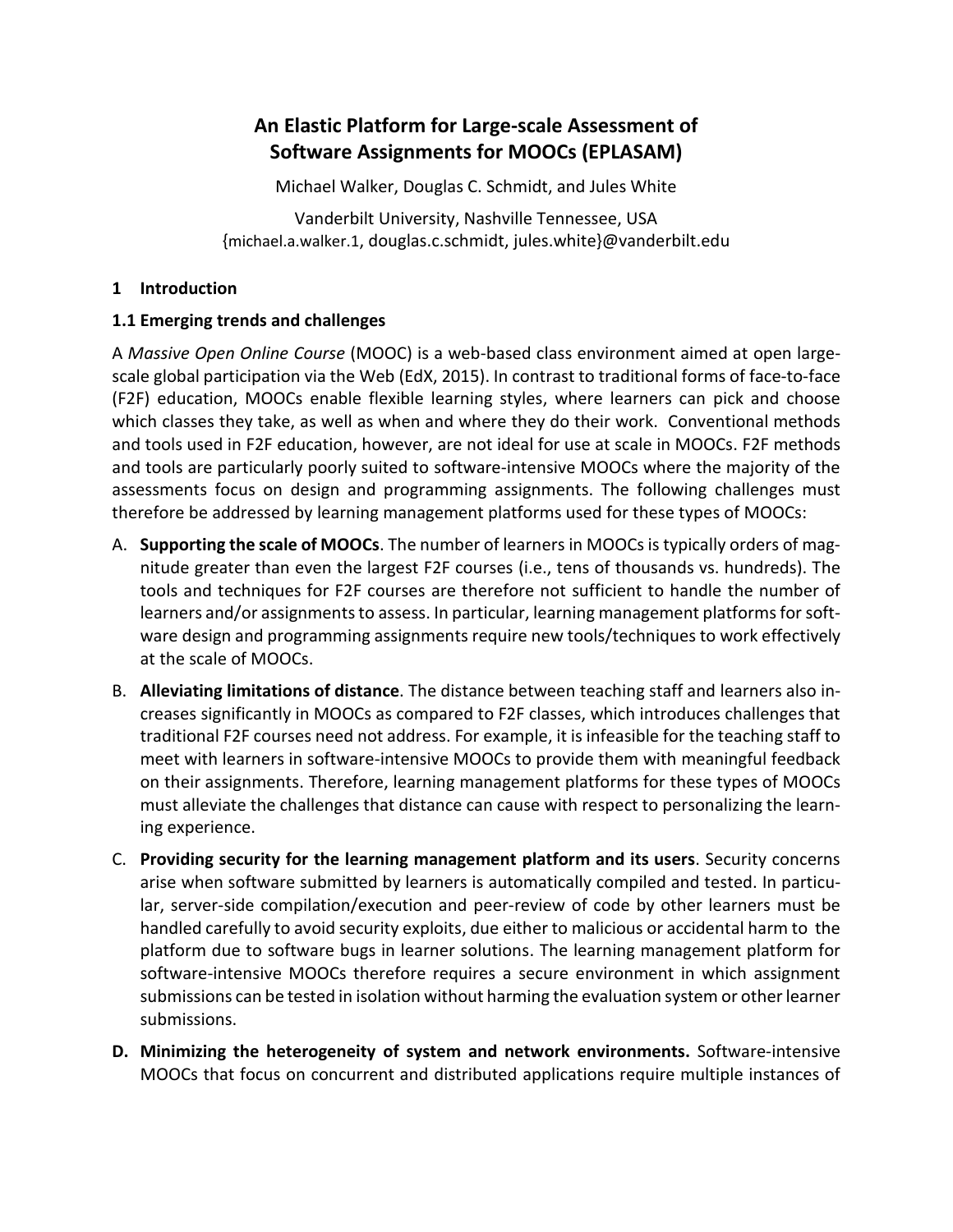# An Elastic Platform for Large-scale Assessment of Software Assignments for MOOCs (EPLASAM)

Michael Walker, Douglas C. Schmidt, and Jules White

Vanderbilt University, Nashville Tennessee, USA
{michael.a.walker.1, douglas.c.schmidt, jules.white}@vanderbilt.edu

## 1 Introduction

### 1.1 Emerging trends and challenges

A *Massive Open Online Course* (MOOC) is a web-based class environment aimed at open large-scale global participation via the Web (EdX, 2015). In contrast to traditional forms of face-to-face (F2F) education, MOOCs enable flexible learning styles, where learners can pick and choose which classes they take, as well as when and where they do their work. Conventional methods and tools used in F2F education, however, are not ideal for use at scale in MOOCs. F2F methods and tools are particularly poorly suited to software-intensive MOOCs where the majority of the assessments focus on design and programming assignments. The following challenges must therefore be addressed by learning management platforms used for these types of MOOCs:

A. **Supporting the scale of MOOCs**. The number of learners in MOOCs is typically orders of magnitude greater than even the largest F2F courses (i.e., tens of thousands vs. hundreds). The tools and techniques for F2F courses are therefore not sufficient to handle the number of learners and/or assignments to assess. In particular, learning management platforms for software design and programming assignments require new tools/techniques to work effectively at the scale of MOOCs.

B. **Alleviating limitations of distance**. The distance between teaching staff and learners also increases significantly in MOOCs as compared to F2F classes, which introduces challenges that traditional F2F courses need not address. For example, it is infeasible for the teaching staff to meet with learners in software-intensive MOOCs to provide them with meaningful feedback on their assignments. Therefore, learning management platforms for these types of MOOCs must alleviate the challenges that distance can cause with respect to personalizing the learning experience.

C. **Providing security for the learning management platform and its users**. Security concerns arise when software submitted by learners is automatically compiled and tested. In particular, server-side compilation/execution and peer-review of code by other learners must be handled carefully to avoid security exploits, due either to malicious or accidental harm to the platform due to software bugs in learner solutions. The learning management platform for software-intensive MOOCs therefore requires a secure environment in which assignment submissions can be tested in isolation without harming the evaluation system or other learner submissions.

D. **Minimizing the heterogeneity of system and network environments.** Software-intensive MOOCs that focus on concurrent and distributed applications require multiple instances of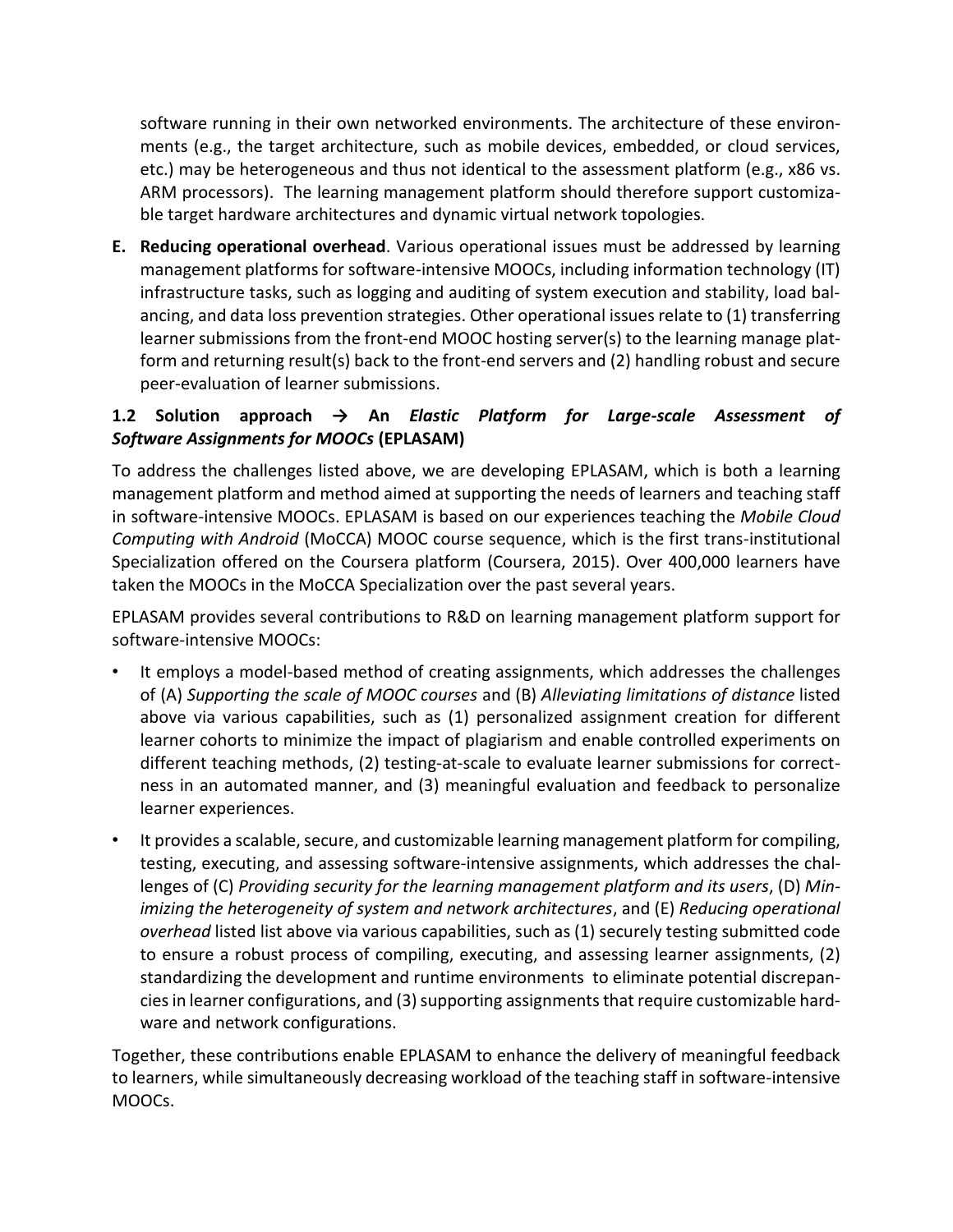software running in their own networked environments. The architecture of these environments (e.g., the target architecture, such as mobile devices, embedded, or cloud services, etc.) may be heterogeneous and thus not identical to the assessment platform (e.g., x86 vs. ARM processors). The learning management platform should therefore support customizable target hardware architectures and dynamic virtual network topologies.

**E. Reducing operational overhead**. Various operational issues must be addressed by learning management platforms for software-intensive MOOCs, including information technology (IT) infrastructure tasks, such as logging and auditing of system execution and stability, load balancing, and data loss prevention strategies. Other operational issues relate to (1) transferring learner submissions from the front-end MOOC hosting server(s) to the learning manage platform and returning result(s) back to the front-end servers and (2) handling robust and secure peer-evaluation of learner submissions.

### 1.2 Solution approach → An *Elastic Platform for Large-scale Assessment of Software Assignments for MOOCs* (EPLASAM)

To address the challenges listed above, we are developing EPLASAM, which is both a learning management platform and method aimed at supporting the needs of learners and teaching staff in software-intensive MOOCs. EPLASAM is based on our experiences teaching the *Mobile Cloud Computing with Android* (MoCCA) MOOC course sequence, which is the first trans-institutional Specialization offered on the Coursera platform (Coursera, 2015). Over 400,000 learners have taken the MOOCs in the MoCCA Specialization over the past several years.

EPLASAM provides several contributions to R&D on learning management platform support for software-intensive MOOCs:

- It employs a model-based method of creating assignments, which addresses the challenges of (A) *Supporting the scale of MOOC courses* and (B) *Alleviating limitations of distance* listed above via various capabilities, such as (1) personalized assignment creation for different learner cohorts to minimize the impact of plagiarism and enable controlled experiments on different teaching methods, (2) testing-at-scale to evaluate learner submissions for correctness in an automated manner, and (3) meaningful evaluation and feedback to personalize learner experiences.
- It provides a scalable, secure, and customizable learning management platform for compiling, testing, executing, and assessing software-intensive assignments, which addresses the challenges of (C) *Providing security for the learning management platform and its users*, (D) *Minimizing the heterogeneity of system and network architectures*, and (E) *Reducing operational overhead* listed list above via various capabilities, such as (1) securely testing submitted code to ensure a robust process of compiling, executing, and assessing learner assignments, (2) standardizing the development and runtime environments to eliminate potential discrepancies in learner configurations, and (3) supporting assignments that require customizable hardware and network configurations.

Together, these contributions enable EPLASAM to enhance the delivery of meaningful feedback to learners, while simultaneously decreasing workload of the teaching staff in software-intensive MOOCs.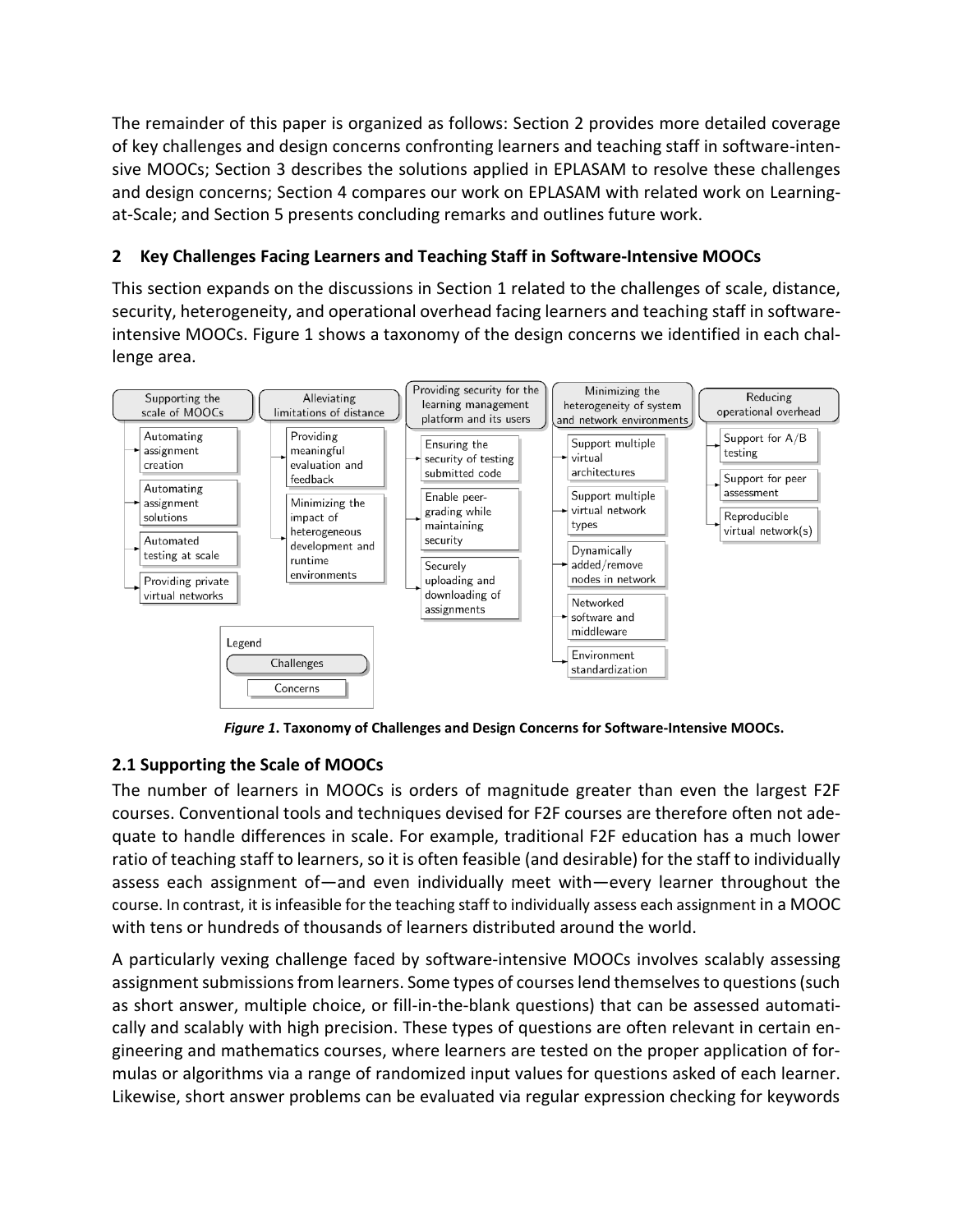The remainder of this paper is organized as follows: Section 2 provides more detailed coverage of key challenges and design concerns confronting learners and teaching staff in software-intensive MOOCs; Section 3 describes the solutions applied in EPLASAM to resolve these challenges and design concerns; Section 4 compares our work on EPLASAM with related work on Learning-at-Scale; and Section 5 presents concluding remarks and outlines future work.

## 2 Key Challenges Facing Learners and Teaching Staff in Software-Intensive MOOCs

This section expands on the discussions in Section 1 related to the challenges of scale, distance, security, heterogeneity, and operational overhead facing learners and teaching staff in software-intensive MOOCs. Figure 1 shows a taxonomy of the design concerns we identified in each challenge area.

- Supporting the scale of MOOCs
  - Automating assignment creation
  - Automating assignment solutions
  - Automated testing at scale
  - Providing private virtual networks
- Alleviating limitations of distance
  - Providing meaningful evaluation and feedback
  - Minimizing the impact of heterogeneous development and runtime environments
- Providing security for the learning management platform and its users
  - Ensuring the security of testing submitted code
  - Enable peer-grading while maintaining security
  - Securely uploading and downloading of assignments
- Minimizing the heterogeneity of system and network environments
  - Support multiple virtual architectures
  - Support multiple virtual network types
  - Dynamically added/remove nodes in network
  - Networked software and middleware
  - Environment standardization
- Reducing operational overhead
  - Support for A/B testing
  - Support for peer assessment
  - Reproducible virtual network(s)

Legend: Challenges; Concerns

***Figure 1*. Taxonomy of Challenges and Design Concerns for Software-Intensive MOOCs.**

### 2.1 Supporting the Scale of MOOCs

The number of learners in MOOCs is orders of magnitude greater than even the largest F2F courses. Conventional tools and techniques devised for F2F courses are therefore often not adequate to handle differences in scale. For example, traditional F2F education has a much lower ratio of teaching staff to learners, so it is often feasible (and desirable) for the staff to individually assess each assignment of—and even individually meet with—every learner throughout the course. In contrast, it is infeasible for the teaching staff to individually assess each assignment in a MOOC with tens or hundreds of thousands of learners distributed around the world.

A particularly vexing challenge faced by software-intensive MOOCs involves scalably assessing assignment submissions from learners. Some types of courses lend themselves to questions (such as short answer, multiple choice, or fill-in-the-blank questions) that can be assessed automatically and scalably with high precision. These types of questions are often relevant in certain engineering and mathematics courses, where learners are tested on the proper application of formulas or algorithms via a range of randomized input values for questions asked of each learner. Likewise, short answer problems can be evaluated via regular expression checking for keywords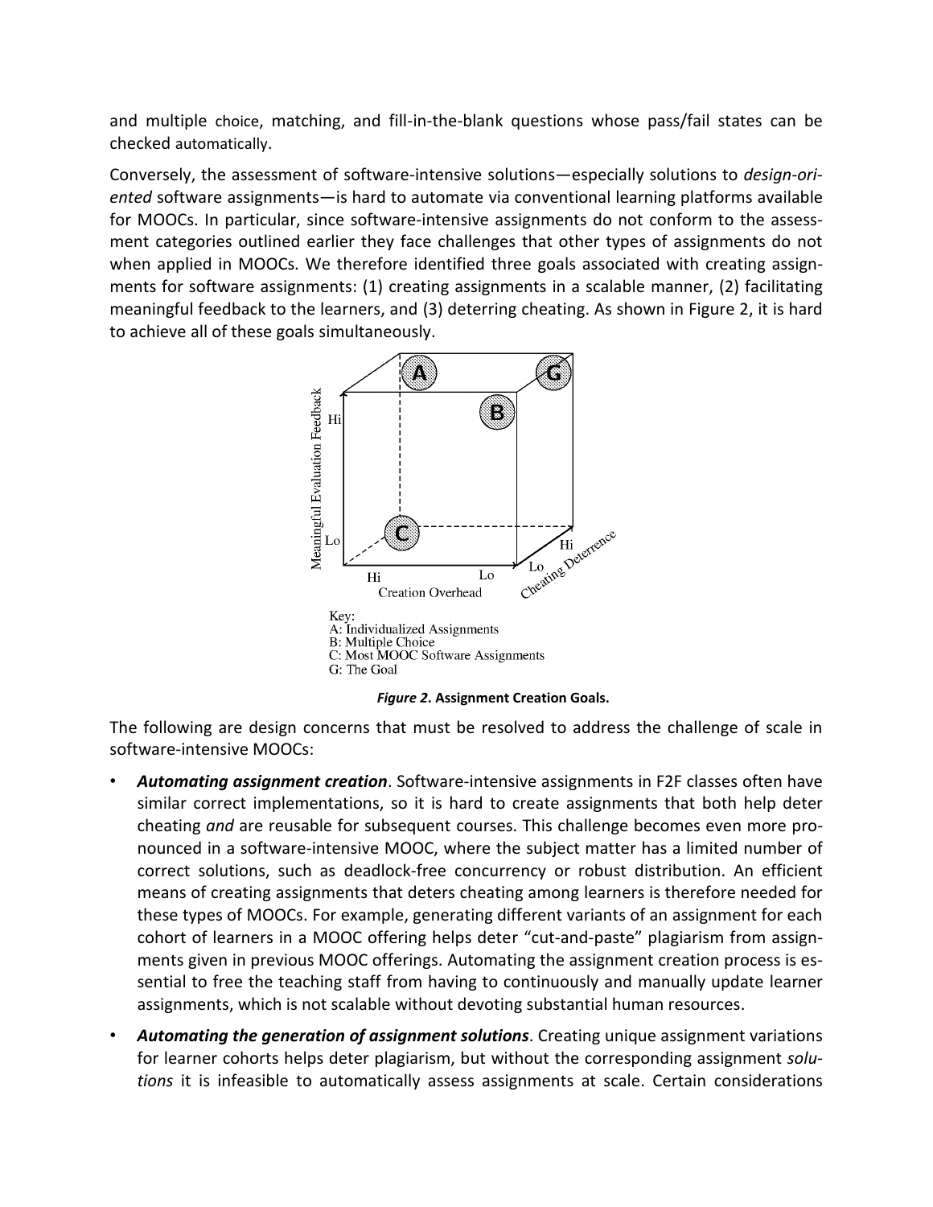and multiple choice, matching, and fill-in-the-blank questions whose pass/fail states can be checked automatically.

Conversely, the assessment of software-intensive solutions—especially solutions to *design-oriented* software assignments—is hard to automate via conventional learning platforms available for MOOCs. In particular, since software-intensive assignments do not conform to the assessment categories outlined earlier they face challenges that other types of assignments do not when applied in MOOCs. We therefore identified three goals associated with creating assignments for software assignments: (1) creating assignments in a scalable manner, (2) facilitating meaningful feedback to the learners, and (3) deterring cheating. As shown in Figure 2, it is hard to achieve all of these goals simultaneously.

Key:
A: Individualized Assignments
B: Multiple Choice
C: Most MOOC Software Assignments
G: The Goal

***Figure 2*. Assignment Creation Goals.**

The following are design concerns that must be resolved to address the challenge of scale in software-intensive MOOCs:

- ***Automating assignment creation***. Software-intensive assignments in F2F classes often have similar correct implementations, so it is hard to create assignments that both help deter cheating *and* are reusable for subsequent courses. This challenge becomes even more pronounced in a software-intensive MOOC, where the subject matter has a limited number of correct solutions, such as deadlock-free concurrency or robust distribution. An efficient means of creating assignments that deters cheating among learners is therefore needed for these types of MOOCs. For example, generating different variants of an assignment for each cohort of learners in a MOOC offering helps deter "cut-and-paste" plagiarism from assignments given in previous MOOC offerings. Automating the assignment creation process is essential to free the teaching staff from having to continuously and manually update learner assignments, which is not scalable without devoting substantial human resources.
- ***Automating the generation of assignment solutions***. Creating unique assignment variations for learner cohorts helps deter plagiarism, but without the corresponding assignment *solutions* it is infeasible to automatically assess assignments at scale. Certain considerations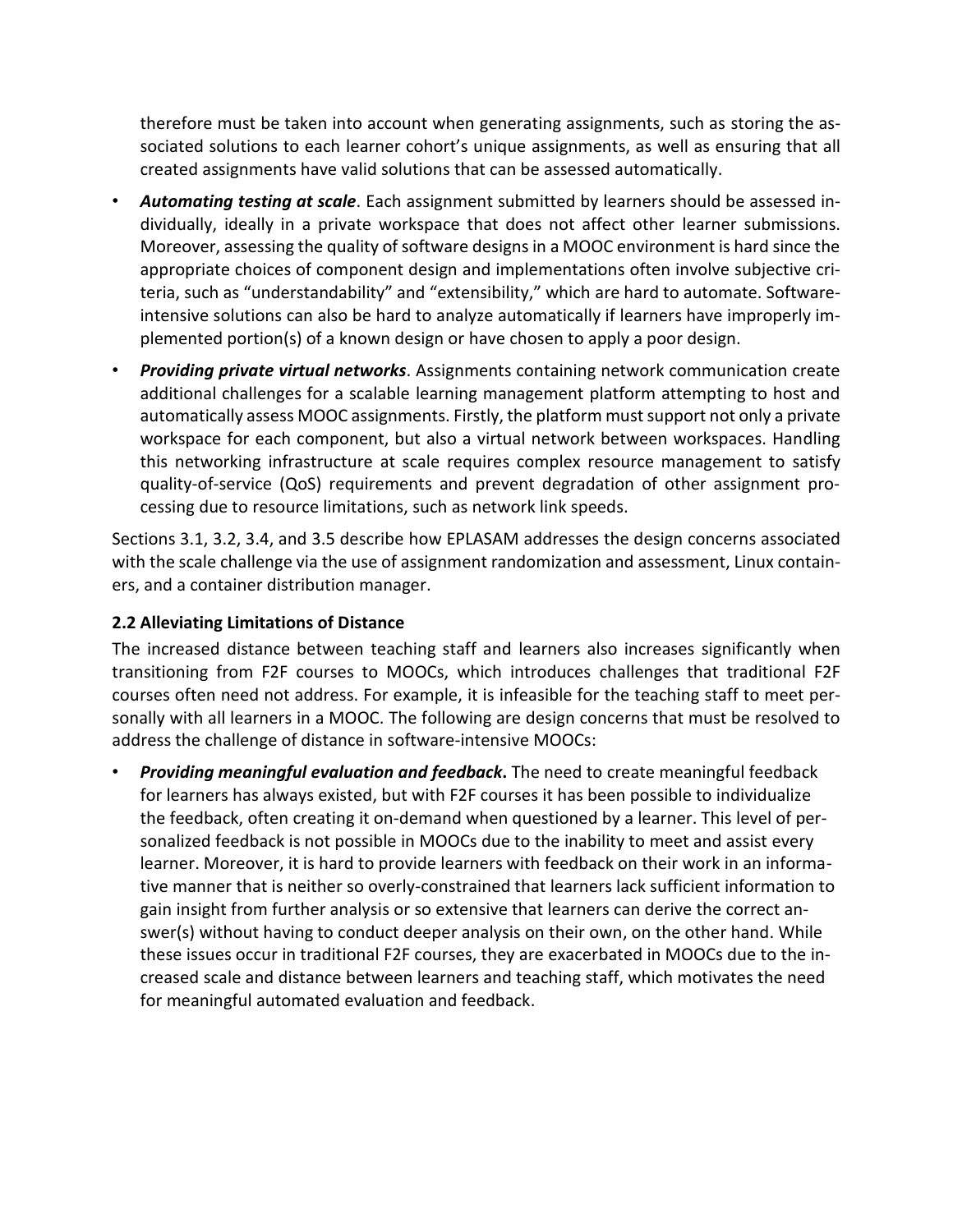therefore must be taken into account when generating assignments, such as storing the associated solutions to each learner cohort's unique assignments, as well as ensuring that all created assignments have valid solutions that can be assessed automatically.

- ***Automating testing at scale***. Each assignment submitted by learners should be assessed individually, ideally in a private workspace that does not affect other learner submissions. Moreover, assessing the quality of software designs in a MOOC environment is hard since the appropriate choices of component design and implementations often involve subjective criteria, such as "understandability" and "extensibility," which are hard to automate. Software-intensive solutions can also be hard to analyze automatically if learners have improperly implemented portion(s) of a known design or have chosen to apply a poor design.
- ***Providing private virtual networks***. Assignments containing network communication create additional challenges for a scalable learning management platform attempting to host and automatically assess MOOC assignments. Firstly, the platform must support not only a private workspace for each component, but also a virtual network between workspaces. Handling this networking infrastructure at scale requires complex resource management to satisfy quality-of-service (QoS) requirements and prevent degradation of other assignment processing due to resource limitations, such as network link speeds.

Sections 3.1, 3.2, 3.4, and 3.5 describe how EPLASAM addresses the design concerns associated with the scale challenge via the use of assignment randomization and assessment, Linux containers, and a container distribution manager.

### 2.2 Alleviating Limitations of Distance

The increased distance between teaching staff and learners also increases significantly when transitioning from F2F courses to MOOCs, which introduces challenges that traditional F2F courses often need not address. For example, it is infeasible for the teaching staff to meet personally with all learners in a MOOC. The following are design concerns that must be resolved to address the challenge of distance in software-intensive MOOCs:

- ***Providing meaningful evaluation and feedback***. The need to create meaningful feedback for learners has always existed, but with F2F courses it has been possible to individualize the feedback, often creating it on-demand when questioned by a learner. This level of personalized feedback is not possible in MOOCs due to the inability to meet and assist every learner. Moreover, it is hard to provide learners with feedback on their work in an informative manner that is neither so overly-constrained that learners lack sufficient information to gain insight from further analysis or so extensive that learners can derive the correct answer(s) without having to conduct deeper analysis on their own, on the other hand. While these issues occur in traditional F2F courses, they are exacerbated in MOOCs due to the increased scale and distance between learners and teaching staff, which motivates the need for meaningful automated evaluation and feedback.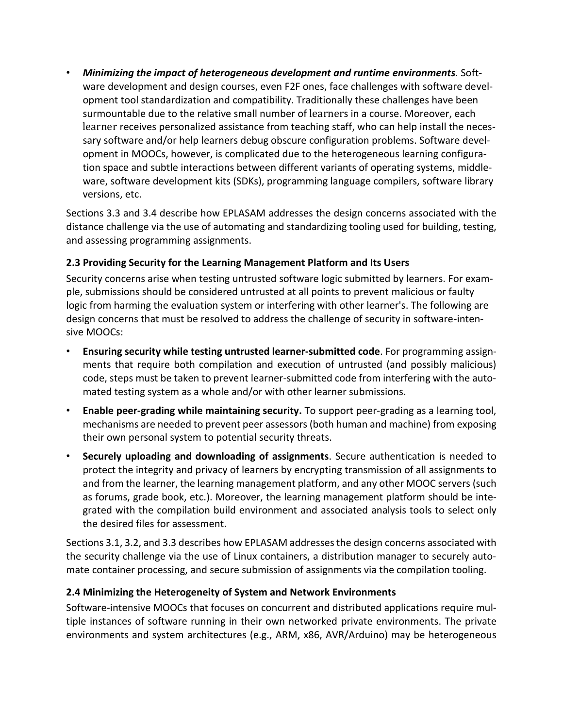- ***Minimizing the impact of heterogeneous development and runtime environments.*** Software development and design courses, even F2F ones, face challenges with software development tool standardization and compatibility. Traditionally these challenges have been surmountable due to the relative small number of learners in a course. Moreover, each learner receives personalized assistance from teaching staff, who can help install the necessary software and/or help learners debug obscure configuration problems. Software development in MOOCs, however, is complicated due to the heterogeneous learning configuration space and subtle interactions between different variants of operating systems, middleware, software development kits (SDKs), programming language compilers, software library versions, etc.

Sections 3.3 and 3.4 describe how EPLASAM addresses the design concerns associated with the distance challenge via the use of automating and standardizing tooling used for building, testing, and assessing programming assignments.

### 2.3 Providing Security for the Learning Management Platform and Its Users

Security concerns arise when testing untrusted software logic submitted by learners. For example, submissions should be considered untrusted at all points to prevent malicious or faulty logic from harming the evaluation system or interfering with other learner's. The following are design concerns that must be resolved to address the challenge of security in software-intensive MOOCs:

- **Ensuring security while testing untrusted learner-submitted code**. For programming assignments that require both compilation and execution of untrusted (and possibly malicious) code, steps must be taken to prevent learner-submitted code from interfering with the automated testing system as a whole and/or with other learner submissions.
- **Enable peer-grading while maintaining security.** To support peer-grading as a learning tool, mechanisms are needed to prevent peer assessors (both human and machine) from exposing their own personal system to potential security threats.
- **Securely uploading and downloading of assignments**. Secure authentication is needed to protect the integrity and privacy of learners by encrypting transmission of all assignments to and from the learner, the learning management platform, and any other MOOC servers (such as forums, grade book, etc.). Moreover, the learning management platform should be integrated with the compilation build environment and associated analysis tools to select only the desired files for assessment.

Sections 3.1, 3.2, and 3.3 describes how EPLASAM addresses the design concerns associated with the security challenge via the use of Linux containers, a distribution manager to securely automate container processing, and secure submission of assignments via the compilation tooling.

### 2.4 Minimizing the Heterogeneity of System and Network Environments

Software-intensive MOOCs that focuses on concurrent and distributed applications require multiple instances of software running in their own networked private environments. The private environments and system architectures (e.g., ARM, x86, AVR/Arduino) may be heterogeneous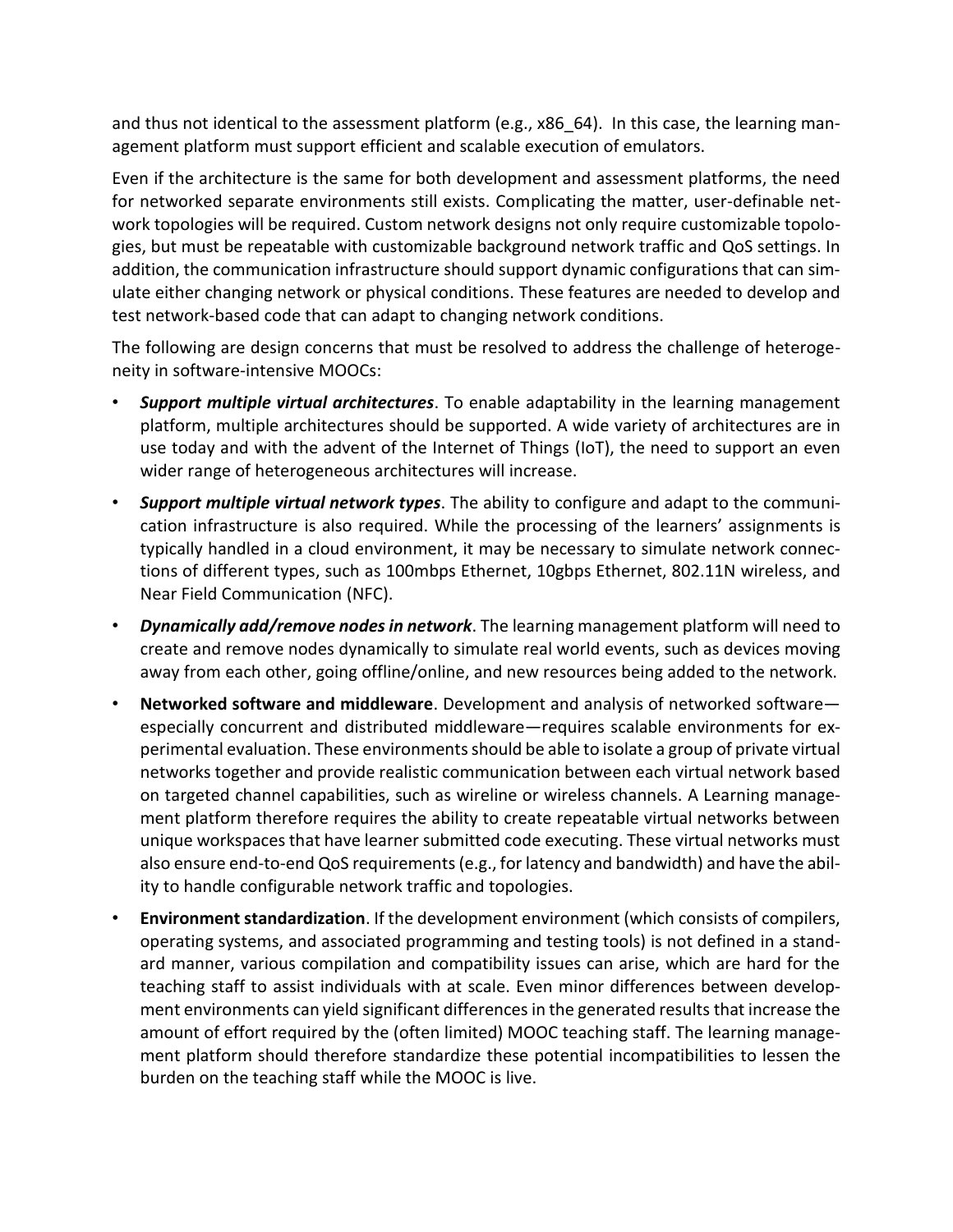and thus not identical to the assessment platform (e.g., x86_64). In this case, the learning management platform must support efficient and scalable execution of emulators.

Even if the architecture is the same for both development and assessment platforms, the need for networked separate environments still exists. Complicating the matter, user-definable network topologies will be required. Custom network designs not only require customizable topologies, but must be repeatable with customizable background network traffic and QoS settings. In addition, the communication infrastructure should support dynamic configurations that can simulate either changing network or physical conditions. These features are needed to develop and test network-based code that can adapt to changing network conditions.

The following are design concerns that must be resolved to address the challenge of heterogeneity in software-intensive MOOCs:

- ***Support multiple virtual architectures***. To enable adaptability in the learning management platform, multiple architectures should be supported. A wide variety of architectures are in use today and with the advent of the Internet of Things (IoT), the need to support an even wider range of heterogeneous architectures will increase.
- ***Support multiple virtual network types***. The ability to configure and adapt to the communication infrastructure is also required. While the processing of the learners' assignments is typically handled in a cloud environment, it may be necessary to simulate network connections of different types, such as 100mbps Ethernet, 10gbps Ethernet, 802.11N wireless, and Near Field Communication (NFC).
- ***Dynamically add/remove nodes in network***. The learning management platform will need to create and remove nodes dynamically to simulate real world events, such as devices moving away from each other, going offline/online, and new resources being added to the network.
- **Networked software and middleware**. Development and analysis of networked software—especially concurrent and distributed middleware—requires scalable environments for experimental evaluation. These environments should be able to isolate a group of private virtual networks together and provide realistic communication between each virtual network based on targeted channel capabilities, such as wireline or wireless channels. A Learning management platform therefore requires the ability to create repeatable virtual networks between unique workspaces that have learner submitted code executing. These virtual networks must also ensure end-to-end QoS requirements (e.g., for latency and bandwidth) and have the ability to handle configurable network traffic and topologies.
- **Environment standardization**. If the development environment (which consists of compilers, operating systems, and associated programming and testing tools) is not defined in a standard manner, various compilation and compatibility issues can arise, which are hard for the teaching staff to assist individuals with at scale. Even minor differences between development environments can yield significant differences in the generated results that increase the amount of effort required by the (often limited) MOOC teaching staff. The learning management platform should therefore standardize these potential incompatibilities to lessen the burden on the teaching staff while the MOOC is live.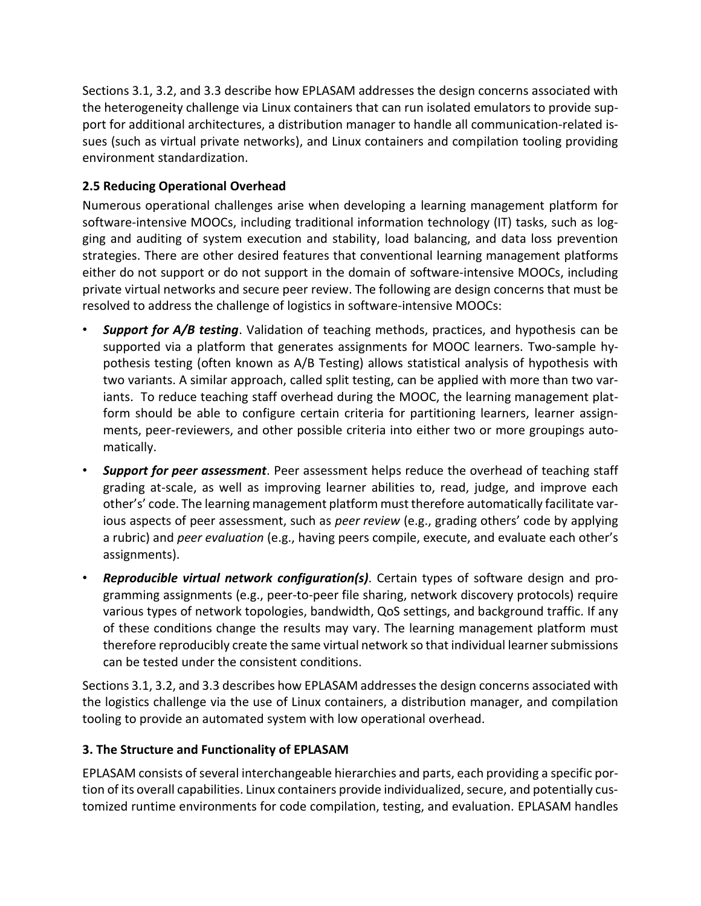Sections 3.1, 3.2, and 3.3 describe how EPLASAM addresses the design concerns associated with the heterogeneity challenge via Linux containers that can run isolated emulators to provide support for additional architectures, a distribution manager to handle all communication-related issues (such as virtual private networks), and Linux containers and compilation tooling providing environment standardization.

### 2.5 Reducing Operational Overhead

Numerous operational challenges arise when developing a learning management platform for software-intensive MOOCs, including traditional information technology (IT) tasks, such as logging and auditing of system execution and stability, load balancing, and data loss prevention strategies. There are other desired features that conventional learning management platforms either do not support or do not support in the domain of software-intensive MOOCs, including private virtual networks and secure peer review. The following are design concerns that must be resolved to address the challenge of logistics in software-intensive MOOCs:

- ***Support for A/B testing***. Validation of teaching methods, practices, and hypothesis can be supported via a platform that generates assignments for MOOC learners. Two-sample hypothesis testing (often known as A/B Testing) allows statistical analysis of hypothesis with two variants. A similar approach, called split testing, can be applied with more than two variants. To reduce teaching staff overhead during the MOOC, the learning management platform should be able to configure certain criteria for partitioning learners, learner assignments, peer-reviewers, and other possible criteria into either two or more groupings automatically.
- ***Support for peer assessment***. Peer assessment helps reduce the overhead of teaching staff grading at-scale, as well as improving learner abilities to, read, judge, and improve each other's' code. The learning management platform must therefore automatically facilitate various aspects of peer assessment, such as *peer review* (e.g., grading others' code by applying a rubric) and *peer evaluation* (e.g., having peers compile, execute, and evaluate each other's assignments).
- ***Reproducible virtual network configuration(s)***. Certain types of software design and programming assignments (e.g., peer-to-peer file sharing, network discovery protocols) require various types of network topologies, bandwidth, QoS settings, and background traffic. If any of these conditions change the results may vary. The learning management platform must therefore reproducibly create the same virtual network so that individual learner submissions can be tested under the consistent conditions.

Sections 3.1, 3.2, and 3.3 describes how EPLASAM addresses the design concerns associated with the logistics challenge via the use of Linux containers, a distribution manager, and compilation tooling to provide an automated system with low operational overhead.

## 3. The Structure and Functionality of EPLASAM

EPLASAM consists of several interchangeable hierarchies and parts, each providing a specific portion of its overall capabilities. Linux containers provide individualized, secure, and potentially customized runtime environments for code compilation, testing, and evaluation. EPLASAM handles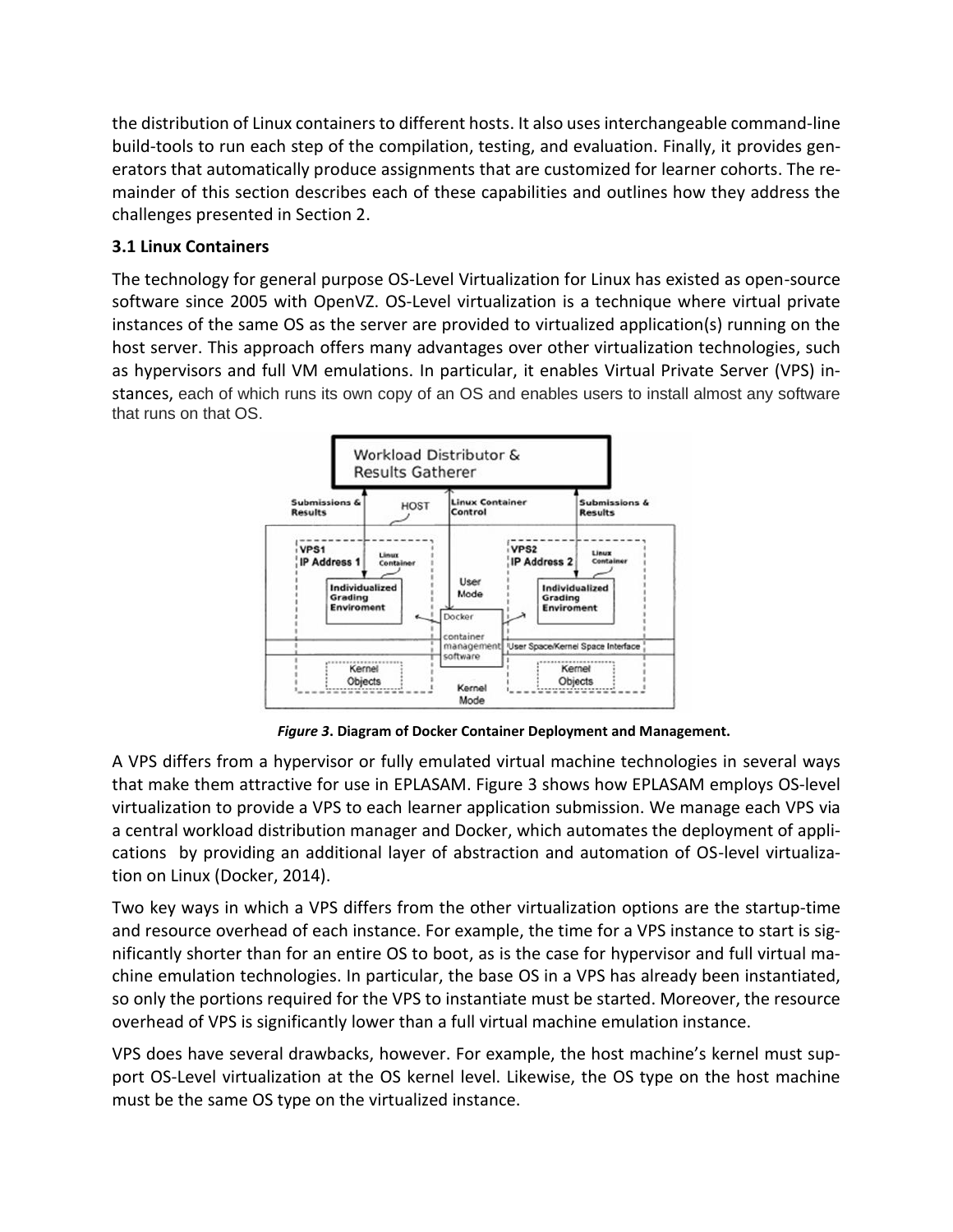the distribution of Linux containers to different hosts. It also uses interchangeable command-line build-tools to run each step of the compilation, testing, and evaluation. Finally, it provides generators that automatically produce assignments that are customized for learner cohorts. The remainder of this section describes each of these capabilities and outlines how they address the challenges presented in Section 2.

### 3.1 Linux Containers

The technology for general purpose OS-Level Virtualization for Linux has existed as open-source software since 2005 with OpenVZ. OS-Level virtualization is a technique where virtual private instances of the same OS as the server are provided to virtualized application(s) running on the host server. This approach offers many advantages over other virtualization technologies, such as hypervisors and full VM emulations. In particular, it enables Virtual Private Server (VPS) instances, each of which runs its own copy of an OS and enables users to install almost any software that runs on that OS.

Workload Distributor & Results Gatherer

Submissions & Results

HOST

Linux Container Control

Submissions & Results

VPS1 IP Address 1

Linux Container

Individualized Grading Enviroment

User Mode

VPS2 IP Address 2

Linux Container

Individualized Grading Enviroment

Docker container management software

User Space/Kernel Space Interface

Kernel Objects

Kernel Mode

Kernel Objects

***Figure 3*. Diagram of Docker Container Deployment and Management.**

A VPS differs from a hypervisor or fully emulated virtual machine technologies in several ways that make them attractive for use in EPLASAM. Figure 3 shows how EPLASAM employs OS-level virtualization to provide a VPS to each learner application submission. We manage each VPS via a central workload distribution manager and Docker, which automates the deployment of applications by providing an additional layer of abstraction and automation of OS-level virtualization on Linux (Docker, 2014).

Two key ways in which a VPS differs from the other virtualization options are the startup-time and resource overhead of each instance. For example, the time for a VPS instance to start is significantly shorter than for an entire OS to boot, as is the case for hypervisor and full virtual machine emulation technologies. In particular, the base OS in a VPS has already been instantiated, so only the portions required for the VPS to instantiate must be started. Moreover, the resource overhead of VPS is significantly lower than a full virtual machine emulation instance.

VPS does have several drawbacks, however. For example, the host machine's kernel must support OS-Level virtualization at the OS kernel level. Likewise, the OS type on the host machine must be the same OS type on the virtualized instance.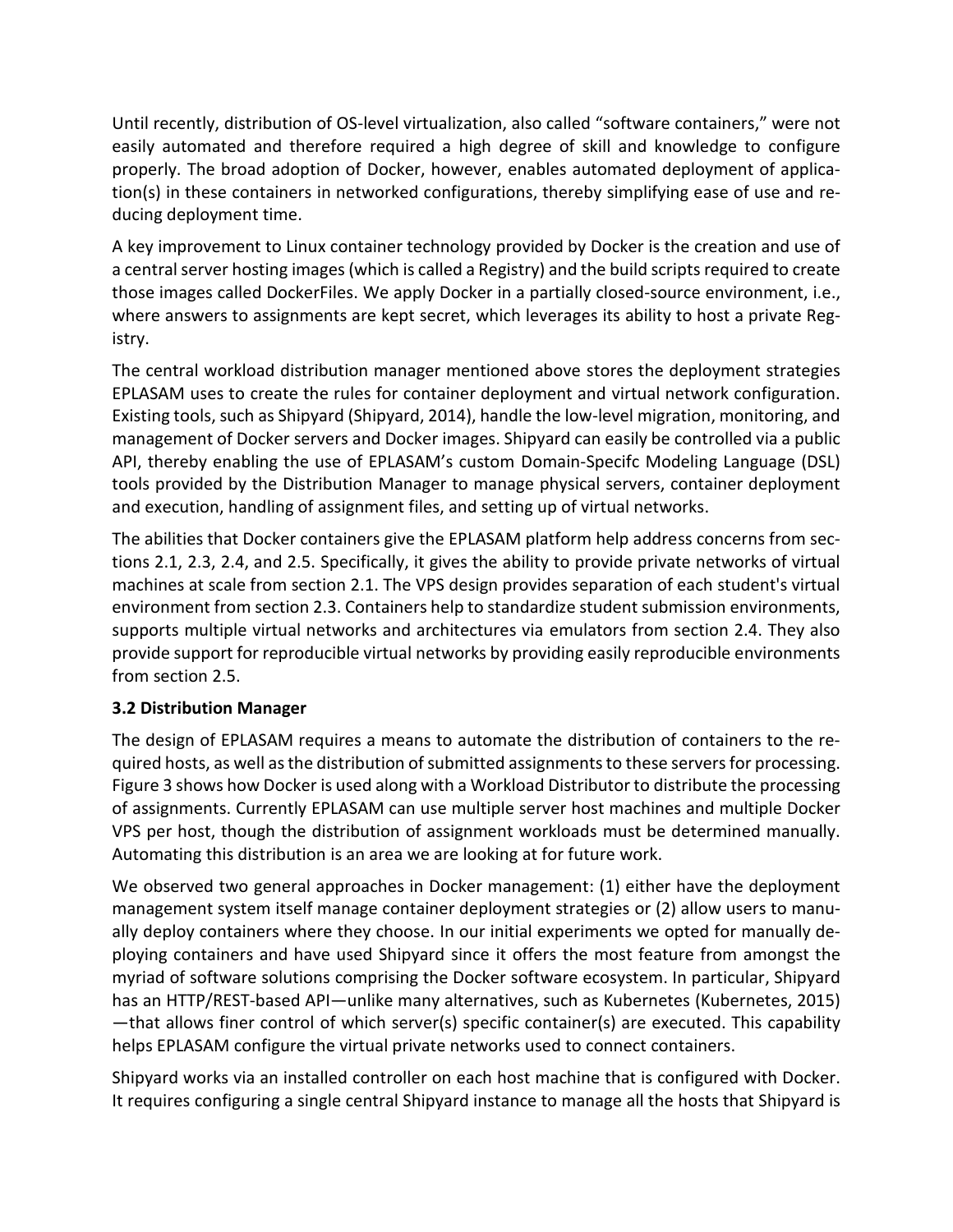Until recently, distribution of OS-level virtualization, also called "software containers," were not easily automated and therefore required a high degree of skill and knowledge to configure properly. The broad adoption of Docker, however, enables automated deployment of application(s) in these containers in networked configurations, thereby simplifying ease of use and reducing deployment time.

A key improvement to Linux container technology provided by Docker is the creation and use of a central server hosting images (which is called a Registry) and the build scripts required to create those images called DockerFiles. We apply Docker in a partially closed-source environment, i.e., where answers to assignments are kept secret, which leverages its ability to host a private Registry.

The central workload distribution manager mentioned above stores the deployment strategies EPLASAM uses to create the rules for container deployment and virtual network configuration. Existing tools, such as Shipyard (Shipyard, 2014), handle the low-level migration, monitoring, and management of Docker servers and Docker images. Shipyard can easily be controlled via a public API, thereby enabling the use of EPLASAM's custom Domain-Specifc Modeling Language (DSL) tools provided by the Distribution Manager to manage physical servers, container deployment and execution, handling of assignment files, and setting up of virtual networks.

The abilities that Docker containers give the EPLASAM platform help address concerns from sections 2.1, 2.3, 2.4, and 2.5. Specifically, it gives the ability to provide private networks of virtual machines at scale from section 2.1. The VPS design provides separation of each student's virtual environment from section 2.3. Containers help to standardize student submission environments, supports multiple virtual networks and architectures via emulators from section 2.4. They also provide support for reproducible virtual networks by providing easily reproducible environments from section 2.5.

### 3.2 Distribution Manager

The design of EPLASAM requires a means to automate the distribution of containers to the required hosts, as well as the distribution of submitted assignments to these servers for processing. Figure 3 shows how Docker is used along with a Workload Distributor to distribute the processing of assignments. Currently EPLASAM can use multiple server host machines and multiple Docker VPS per host, though the distribution of assignment workloads must be determined manually. Automating this distribution is an area we are looking at for future work.

We observed two general approaches in Docker management: (1) either have the deployment management system itself manage container deployment strategies or (2) allow users to manually deploy containers where they choose. In our initial experiments we opted for manually deploying containers and have used Shipyard since it offers the most feature from amongst the myriad of software solutions comprising the Docker software ecosystem. In particular, Shipyard has an HTTP/REST-based API—unlike many alternatives, such as Kubernetes (Kubernetes, 2015)—that allows finer control of which server(s) specific container(s) are executed. This capability helps EPLASAM configure the virtual private networks used to connect containers.

Shipyard works via an installed controller on each host machine that is configured with Docker. It requires configuring a single central Shipyard instance to manage all the hosts that Shipyard is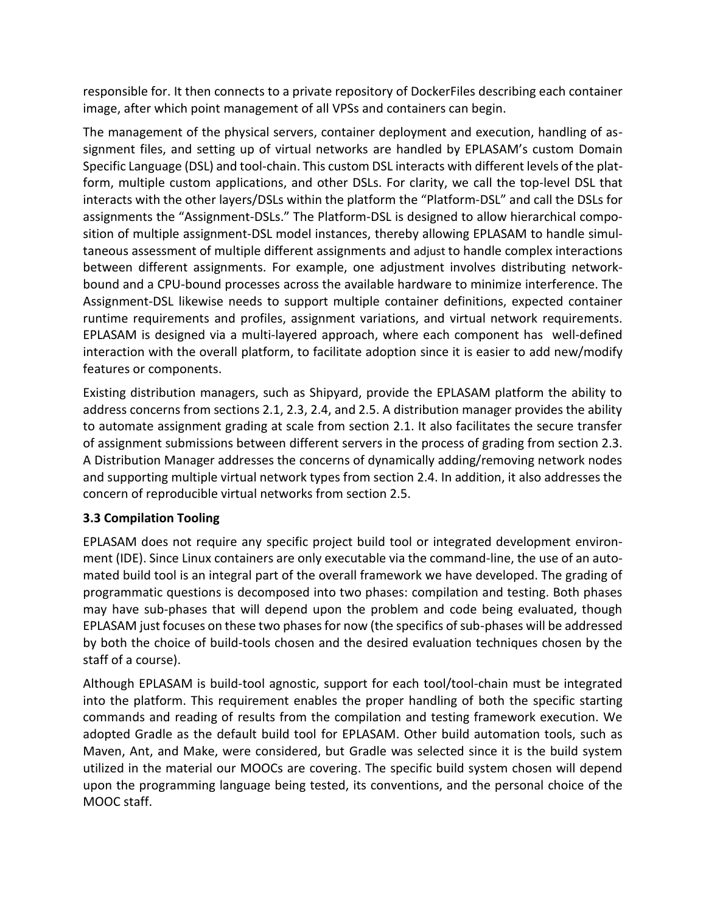responsible for. It then connects to a private repository of DockerFiles describing each container image, after which point management of all VPSs and containers can begin.

The management of the physical servers, container deployment and execution, handling of assignment files, and setting up of virtual networks are handled by EPLASAM's custom Domain Specific Language (DSL) and tool-chain. This custom DSL interacts with different levels of the platform, multiple custom applications, and other DSLs. For clarity, we call the top-level DSL that interacts with the other layers/DSLs within the platform the "Platform-DSL" and call the DSLs for assignments the "Assignment-DSLs." The Platform-DSL is designed to allow hierarchical composition of multiple assignment-DSL model instances, thereby allowing EPLASAM to handle simultaneous assessment of multiple different assignments and adjust to handle complex interactions between different assignments. For example, one adjustment involves distributing network-bound and a CPU-bound processes across the available hardware to minimize interference. The Assignment-DSL likewise needs to support multiple container definitions, expected container runtime requirements and profiles, assignment variations, and virtual network requirements. EPLASAM is designed via a multi-layered approach, where each component has well-defined interaction with the overall platform, to facilitate adoption since it is easier to add new/modify features or components.

Existing distribution managers, such as Shipyard, provide the EPLASAM platform the ability to address concerns from sections 2.1, 2.3, 2.4, and 2.5. A distribution manager provides the ability to automate assignment grading at scale from section 2.1. It also facilitates the secure transfer of assignment submissions between different servers in the process of grading from section 2.3. A Distribution Manager addresses the concerns of dynamically adding/removing network nodes and supporting multiple virtual network types from section 2.4. In addition, it also addresses the concern of reproducible virtual networks from section 2.5.

### 3.3 Compilation Tooling

EPLASAM does not require any specific project build tool or integrated development environment (IDE). Since Linux containers are only executable via the command-line, the use of an automated build tool is an integral part of the overall framework we have developed. The grading of programmatic questions is decomposed into two phases: compilation and testing. Both phases may have sub-phases that will depend upon the problem and code being evaluated, though EPLASAM just focuses on these two phases for now (the specifics of sub-phases will be addressed by both the choice of build-tools chosen and the desired evaluation techniques chosen by the staff of a course).

Although EPLASAM is build-tool agnostic, support for each tool/tool-chain must be integrated into the platform. This requirement enables the proper handling of both the specific starting commands and reading of results from the compilation and testing framework execution. We adopted Gradle as the default build tool for EPLASAM. Other build automation tools, such as Maven, Ant, and Make, were considered, but Gradle was selected since it is the build system utilized in the material our MOOCs are covering. The specific build system chosen will depend upon the programming language being tested, its conventions, and the personal choice of the MOOC staff.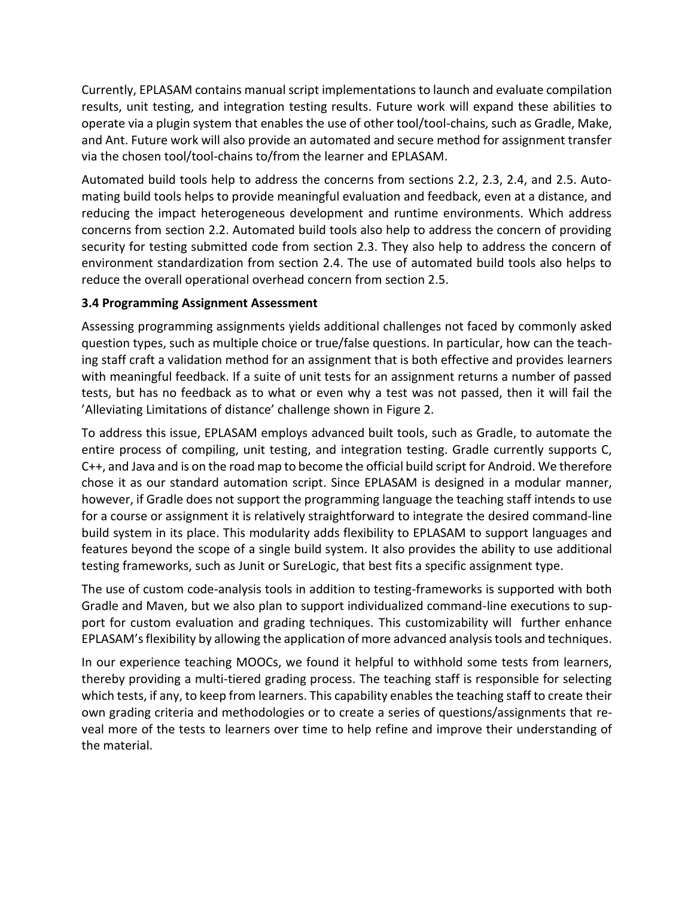Currently, EPLASAM contains manual script implementations to launch and evaluate compilation results, unit testing, and integration testing results. Future work will expand these abilities to operate via a plugin system that enables the use of other tool/tool-chains, such as Gradle, Make, and Ant. Future work will also provide an automated and secure method for assignment transfer via the chosen tool/tool-chains to/from the learner and EPLASAM.

Automated build tools help to address the concerns from sections 2.2, 2.3, 2.4, and 2.5. Automating build tools helps to provide meaningful evaluation and feedback, even at a distance, and reducing the impact heterogeneous development and runtime environments. Which address concerns from section 2.2. Automated build tools also help to address the concern of providing security for testing submitted code from section 2.3. They also help to address the concern of environment standardization from section 2.4. The use of automated build tools also helps to reduce the overall operational overhead concern from section 2.5.

### 3.4 Programming Assignment Assessment

Assessing programming assignments yields additional challenges not faced by commonly asked question types, such as multiple choice or true/false questions. In particular, how can the teaching staff craft a validation method for an assignment that is both effective and provides learners with meaningful feedback. If a suite of unit tests for an assignment returns a number of passed tests, but has no feedback as to what or even why a test was not passed, then it will fail the 'Alleviating Limitations of distance' challenge shown in Figure 2.

To address this issue, EPLASAM employs advanced built tools, such as Gradle, to automate the entire process of compiling, unit testing, and integration testing. Gradle currently supports C, C++, and Java and is on the road map to become the official build script for Android. We therefore chose it as our standard automation script. Since EPLASAM is designed in a modular manner, however, if Gradle does not support the programming language the teaching staff intends to use for a course or assignment it is relatively straightforward to integrate the desired command-line build system in its place. This modularity adds flexibility to EPLASAM to support languages and features beyond the scope of a single build system. It also provides the ability to use additional testing frameworks, such as Junit or SureLogic, that best fits a specific assignment type.

The use of custom code-analysis tools in addition to testing-frameworks is supported with both Gradle and Maven, but we also plan to support individualized command-line executions to support for custom evaluation and grading techniques. This customizability will further enhance EPLASAM's flexibility by allowing the application of more advanced analysis tools and techniques.

In our experience teaching MOOCs, we found it helpful to withhold some tests from learners, thereby providing a multi-tiered grading process. The teaching staff is responsible for selecting which tests, if any, to keep from learners. This capability enables the teaching staff to create their own grading criteria and methodologies or to create a series of questions/assignments that reveal more of the tests to learners over time to help refine and improve their understanding of the material.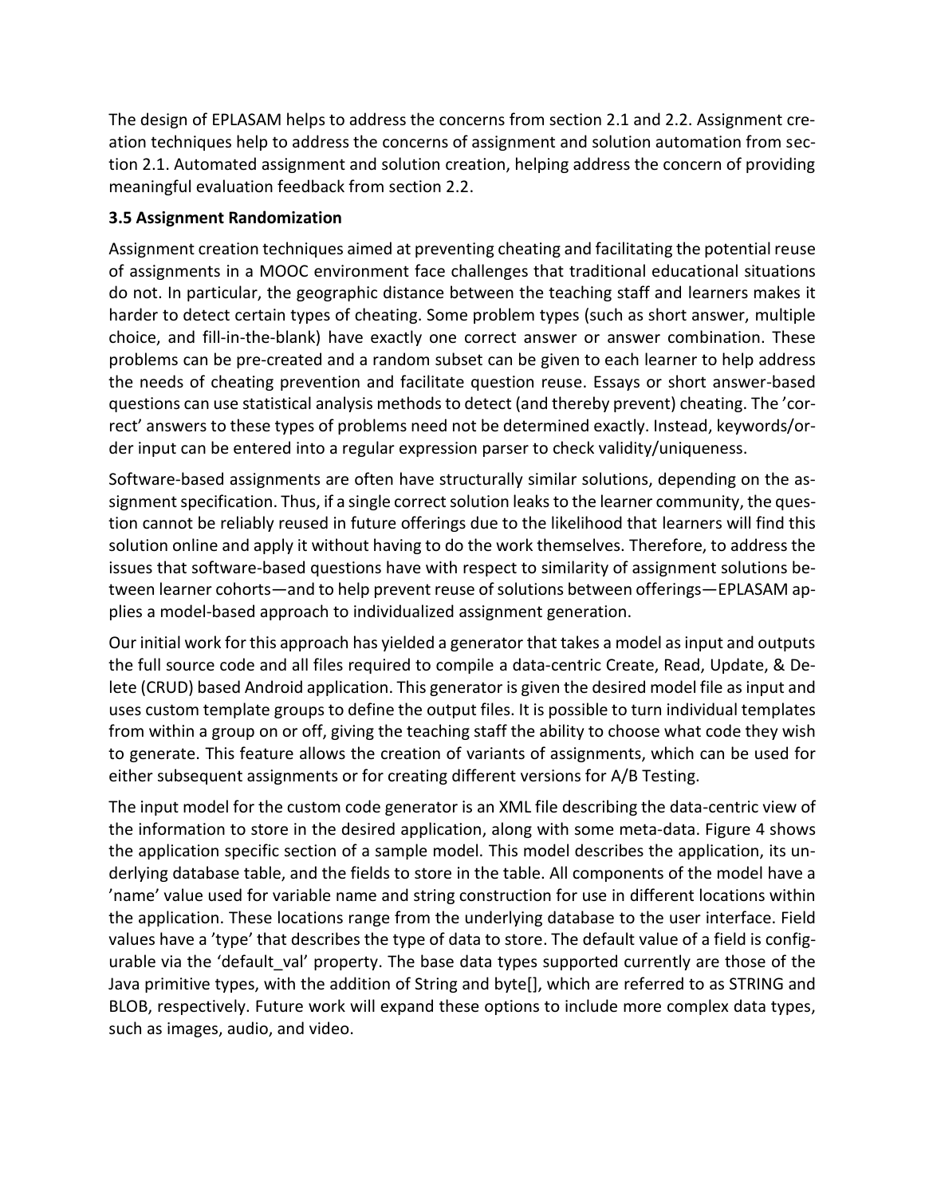The design of EPLASAM helps to address the concerns from section 2.1 and 2.2. Assignment creation techniques help to address the concerns of assignment and solution automation from section 2.1. Automated assignment and solution creation, helping address the concern of providing meaningful evaluation feedback from section 2.2.

### 3.5 Assignment Randomization

Assignment creation techniques aimed at preventing cheating and facilitating the potential reuse of assignments in a MOOC environment face challenges that traditional educational situations do not. In particular, the geographic distance between the teaching staff and learners makes it harder to detect certain types of cheating. Some problem types (such as short answer, multiple choice, and fill-in-the-blank) have exactly one correct answer or answer combination. These problems can be pre-created and a random subset can be given to each learner to help address the needs of cheating prevention and facilitate question reuse. Essays or short answer-based questions can use statistical analysis methods to detect (and thereby prevent) cheating. The 'correct' answers to these types of problems need not be determined exactly. Instead, keywords/order input can be entered into a regular expression parser to check validity/uniqueness.

Software-based assignments are often have structurally similar solutions, depending on the assignment specification. Thus, if a single correct solution leaks to the learner community, the question cannot be reliably reused in future offerings due to the likelihood that learners will find this solution online and apply it without having to do the work themselves. Therefore, to address the issues that software-based questions have with respect to similarity of assignment solutions between learner cohorts—and to help prevent reuse of solutions between offerings—EPLASAM applies a model-based approach to individualized assignment generation.

Our initial work for this approach has yielded a generator that takes a model as input and outputs the full source code and all files required to compile a data-centric Create, Read, Update, & Delete (CRUD) based Android application. This generator is given the desired model file as input and uses custom template groups to define the output files. It is possible to turn individual templates from within a group on or off, giving the teaching staff the ability to choose what code they wish to generate. This feature allows the creation of variants of assignments, which can be used for either subsequent assignments or for creating different versions for A/B Testing.

The input model for the custom code generator is an XML file describing the data-centric view of the information to store in the desired application, along with some meta-data. Figure 4 shows the application specific section of a sample model. This model describes the application, its underlying database table, and the fields to store in the table. All components of the model have a 'name' value used for variable name and string construction for use in different locations within the application. These locations range from the underlying database to the user interface. Field values have a 'type' that describes the type of data to store. The default value of a field is configurable via the 'default_val' property. The base data types supported currently are those of the Java primitive types, with the addition of String and byte[], which are referred to as STRING and BLOB, respectively. Future work will expand these options to include more complex data types, such as images, audio, and video.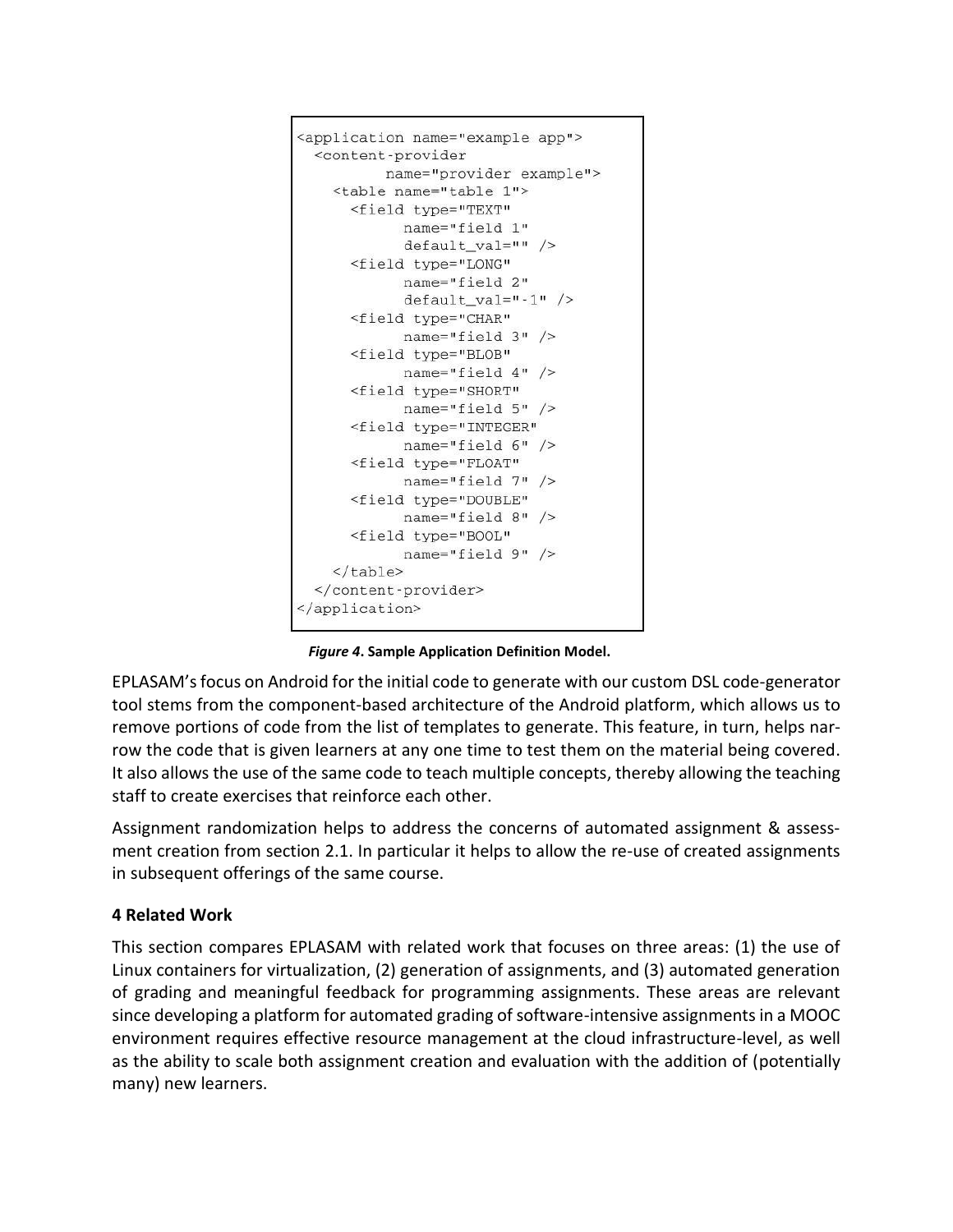```xml
<application name="example app">
  <content-provider
          name="provider example">
    <table name="table 1">
      <field type="TEXT"
            name="field 1"
            default_val="" />
      <field type="LONG"
            name="field 2"
            default_val="-1" />
      <field type="CHAR"
            name="field 3" />
      <field type="BLOB"
            name="field 4" />
      <field type="SHORT"
            name="field 5" />
      <field type="INTEGER"
            name="field 6" />
      <field type="FLOAT"
            name="field 7" />
      <field type="DOUBLE"
            name="field 8" />
      <field type="BOOL"
            name="field 9" />
    </table>
  </content-provider>
</application>
```

***Figure 4*. Sample Application Definition Model.**

EPLASAM's focus on Android for the initial code to generate with our custom DSL code-generator tool stems from the component-based architecture of the Android platform, which allows us to remove portions of code from the list of templates to generate. This feature, in turn, helps narrow the code that is given learners at any one time to test them on the material being covered. It also allows the use of the same code to teach multiple concepts, thereby allowing the teaching staff to create exercises that reinforce each other.

Assignment randomization helps to address the concerns of automated assignment & assessment creation from section 2.1. In particular it helps to allow the re-use of created assignments in subsequent offerings of the same course.

## 4 Related Work

This section compares EPLASAM with related work that focuses on three areas: (1) the use of Linux containers for virtualization, (2) generation of assignments, and (3) automated generation of grading and meaningful feedback for programming assignments. These areas are relevant since developing a platform for automated grading of software-intensive assignments in a MOOC environment requires effective resource management at the cloud infrastructure-level, as well as the ability to scale both assignment creation and evaluation with the addition of (potentially many) new learners.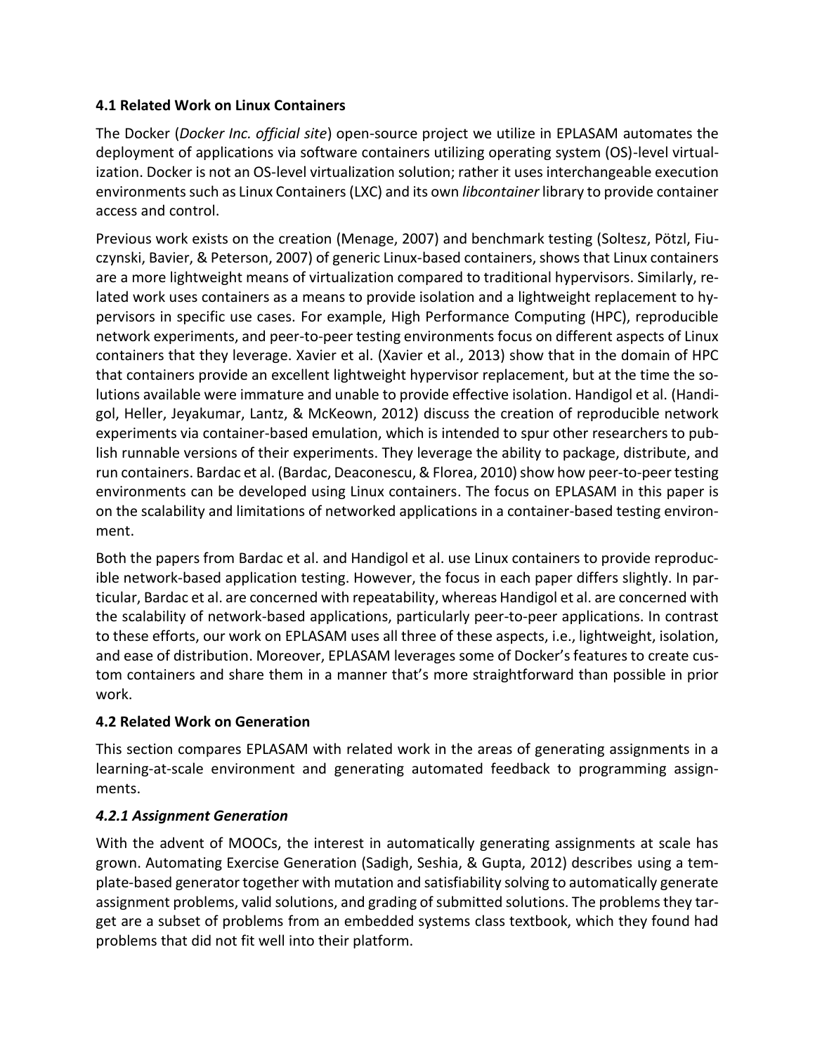### 4.1 Related Work on Linux Containers

The Docker (*Docker Inc. official site*) open-source project we utilize in EPLASAM automates the deployment of applications via software containers utilizing operating system (OS)-level virtualization. Docker is not an OS-level virtualization solution; rather it uses interchangeable execution environments such as Linux Containers (LXC) and its own *libcontainer* library to provide container access and control.

Previous work exists on the creation (Menage, 2007) and benchmark testing (Soltesz, Pötzl, Fiuczynski, Bavier, & Peterson, 2007) of generic Linux-based containers, shows that Linux containers are a more lightweight means of virtualization compared to traditional hypervisors. Similarly, related work uses containers as a means to provide isolation and a lightweight replacement to hypervisors in specific use cases. For example, High Performance Computing (HPC), reproducible network experiments, and peer-to-peer testing environments focus on different aspects of Linux containers that they leverage. Xavier et al. (Xavier et al., 2013) show that in the domain of HPC that containers provide an excellent lightweight hypervisor replacement, but at the time the solutions available were immature and unable to provide effective isolation. Handigol et al. (Handigol, Heller, Jeyakumar, Lantz, & McKeown, 2012) discuss the creation of reproducible network experiments via container-based emulation, which is intended to spur other researchers to publish runnable versions of their experiments. They leverage the ability to package, distribute, and run containers. Bardac et al. (Bardac, Deaconescu, & Florea, 2010) show how peer-to-peer testing environments can be developed using Linux containers. The focus on EPLASAM in this paper is on the scalability and limitations of networked applications in a container-based testing environment.

Both the papers from Bardac et al. and Handigol et al. use Linux containers to provide reproducible network-based application testing. However, the focus in each paper differs slightly. In particular, Bardac et al. are concerned with repeatability, whereas Handigol et al. are concerned with the scalability of network-based applications, particularly peer-to-peer applications. In contrast to these efforts, our work on EPLASAM uses all three of these aspects, i.e., lightweight, isolation, and ease of distribution. Moreover, EPLASAM leverages some of Docker's features to create custom containers and share them in a manner that's more straightforward than possible in prior work.

### 4.2 Related Work on Generation

This section compares EPLASAM with related work in the areas of generating assignments in a learning-at-scale environment and generating automated feedback to programming assignments.

#### *4.2.1 Assignment Generation*

With the advent of MOOCs, the interest in automatically generating assignments at scale has grown. Automating Exercise Generation (Sadigh, Seshia, & Gupta, 2012) describes using a template-based generator together with mutation and satisfiability solving to automatically generate assignment problems, valid solutions, and grading of submitted solutions. The problems they target are a subset of problems from an embedded systems class textbook, which they found had problems that did not fit well into their platform.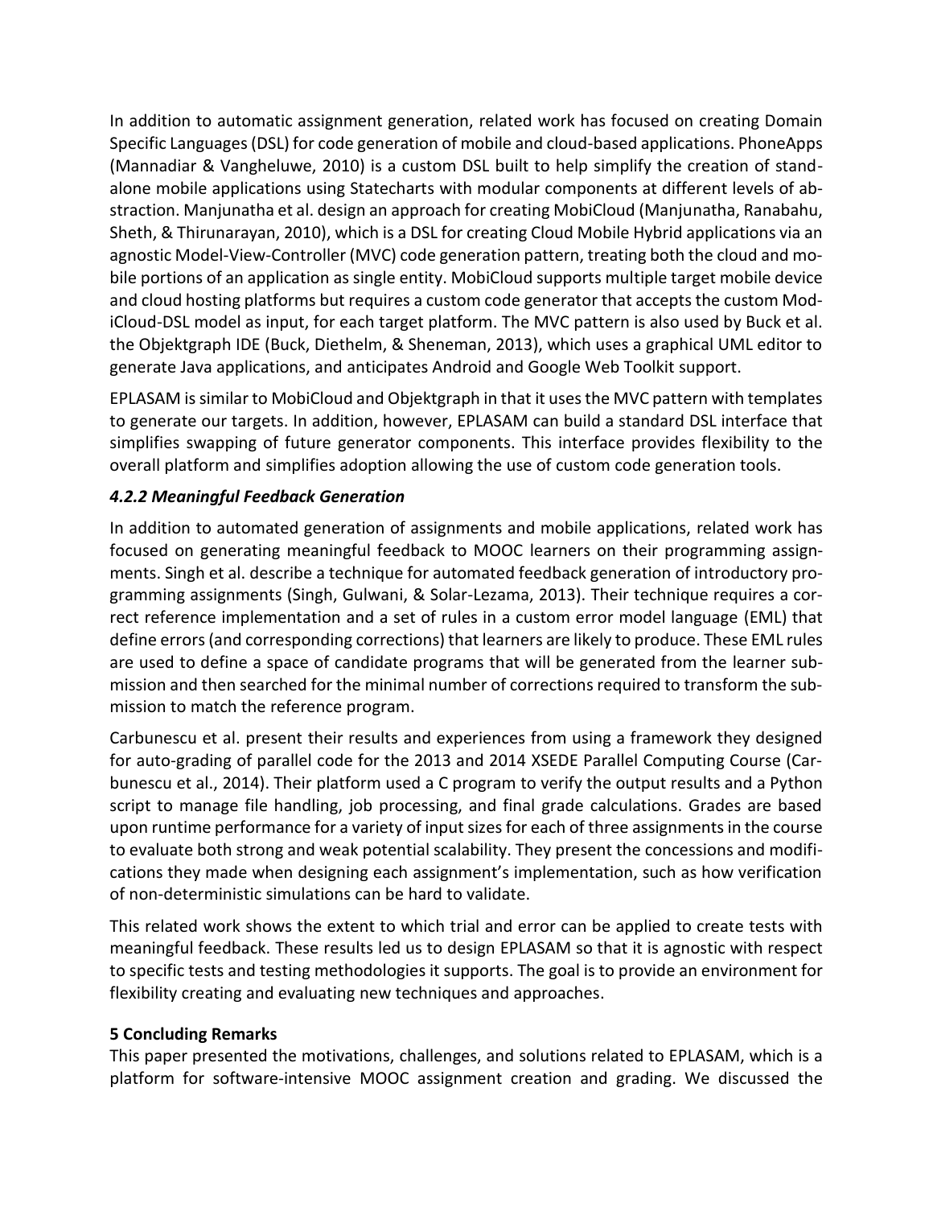In addition to automatic assignment generation, related work has focused on creating Domain Specific Languages (DSL) for code generation of mobile and cloud-based applications. PhoneApps (Mannadiar & Vangheluwe, 2010) is a custom DSL built to help simplify the creation of stand-alone mobile applications using Statecharts with modular components at different levels of abstraction. Manjunatha et al. design an approach for creating MobiCloud (Manjunatha, Ranabahu, Sheth, & Thirunarayan, 2010), which is a DSL for creating Cloud Mobile Hybrid applications via an agnostic Model-View-Controller (MVC) code generation pattern, treating both the cloud and mobile portions of an application as single entity. MobiCloud supports multiple target mobile device and cloud hosting platforms but requires a custom code generator that accepts the custom ModiCloud-DSL model as input, for each target platform. The MVC pattern is also used by Buck et al. the Objektgraph IDE (Buck, Diethelm, & Sheneman, 2013), which uses a graphical UML editor to generate Java applications, and anticipates Android and Google Web Toolkit support.

EPLASAM is similar to MobiCloud and Objektgraph in that it uses the MVC pattern with templates to generate our targets. In addition, however, EPLASAM can build a standard DSL interface that simplifies swapping of future generator components. This interface provides flexibility to the overall platform and simplifies adoption allowing the use of custom code generation tools.

### *4.2.2 Meaningful Feedback Generation*

In addition to automated generation of assignments and mobile applications, related work has focused on generating meaningful feedback to MOOC learners on their programming assignments. Singh et al. describe a technique for automated feedback generation of introductory programming assignments (Singh, Gulwani, & Solar-Lezama, 2013). Their technique requires a correct reference implementation and a set of rules in a custom error model language (EML) that define errors (and corresponding corrections) that learners are likely to produce. These EML rules are used to define a space of candidate programs that will be generated from the learner submission and then searched for the minimal number of corrections required to transform the submission to match the reference program.

Carbunescu et al. present their results and experiences from using a framework they designed for auto-grading of parallel code for the 2013 and 2014 XSEDE Parallel Computing Course (Carbunescu et al., 2014). Their platform used a C program to verify the output results and a Python script to manage file handling, job processing, and final grade calculations. Grades are based upon runtime performance for a variety of input sizes for each of three assignments in the course to evaluate both strong and weak potential scalability. They present the concessions and modifications they made when designing each assignment's implementation, such as how verification of non-deterministic simulations can be hard to validate.

This related work shows the extent to which trial and error can be applied to create tests with meaningful feedback. These results led us to design EPLASAM so that it is agnostic with respect to specific tests and testing methodologies it supports. The goal is to provide an environment for flexibility creating and evaluating new techniques and approaches.

## 5 Concluding Remarks

This paper presented the motivations, challenges, and solutions related to EPLASAM, which is a platform for software-intensive MOOC assignment creation and grading. We discussed the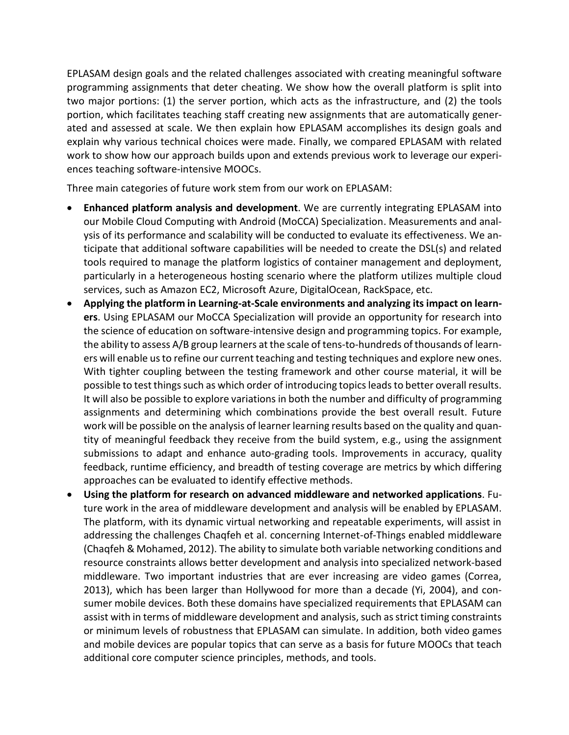EPLASAM design goals and the related challenges associated with creating meaningful software programming assignments that deter cheating. We show how the overall platform is split into two major portions: (1) the server portion, which acts as the infrastructure, and (2) the tools portion, which facilitates teaching staff creating new assignments that are automatically generated and assessed at scale. We then explain how EPLASAM accomplishes its design goals and explain why various technical choices were made. Finally, we compared EPLASAM with related work to show how our approach builds upon and extends previous work to leverage our experiences teaching software-intensive MOOCs.

Three main categories of future work stem from our work on EPLASAM:

- **Enhanced platform analysis and development**. We are currently integrating EPLASAM into our Mobile Cloud Computing with Android (MoCCA) Specialization. Measurements and analysis of its performance and scalability will be conducted to evaluate its effectiveness. We anticipate that additional software capabilities will be needed to create the DSL(s) and related tools required to manage the platform logistics of container management and deployment, particularly in a heterogeneous hosting scenario where the platform utilizes multiple cloud services, such as Amazon EC2, Microsoft Azure, DigitalOcean, RackSpace, etc.
- **Applying the platform in Learning-at-Scale environments and analyzing its impact on learners**. Using EPLASAM our MoCCA Specialization will provide an opportunity for research into the science of education on software-intensive design and programming topics. For example, the ability to assess A/B group learners at the scale of tens-to-hundreds of thousands of learners will enable us to refine our current teaching and testing techniques and explore new ones. With tighter coupling between the testing framework and other course material, it will be possible to test things such as which order of introducing topics leads to better overall results. It will also be possible to explore variations in both the number and difficulty of programming assignments and determining which combinations provide the best overall result. Future work will be possible on the analysis of learner learning results based on the quality and quantity of meaningful feedback they receive from the build system, e.g., using the assignment submissions to adapt and enhance auto-grading tools. Improvements in accuracy, quality feedback, runtime efficiency, and breadth of testing coverage are metrics by which differing approaches can be evaluated to identify effective methods.
- **Using the platform for research on advanced middleware and networked applications**. Future work in the area of middleware development and analysis will be enabled by EPLASAM. The platform, with its dynamic virtual networking and repeatable experiments, will assist in addressing the challenges Chaqfeh et al. concerning Internet-of-Things enabled middleware (Chaqfeh & Mohamed, 2012). The ability to simulate both variable networking conditions and resource constraints allows better development and analysis into specialized network-based middleware. Two important industries that are ever increasing are video games (Correa, 2013), which has been larger than Hollywood for more than a decade (Yi, 2004), and consumer mobile devices. Both these domains have specialized requirements that EPLASAM can assist with in terms of middleware development and analysis, such as strict timing constraints or minimum levels of robustness that EPLASAM can simulate. In addition, both video games and mobile devices are popular topics that can serve as a basis for future MOOCs that teach additional core computer science principles, methods, and tools.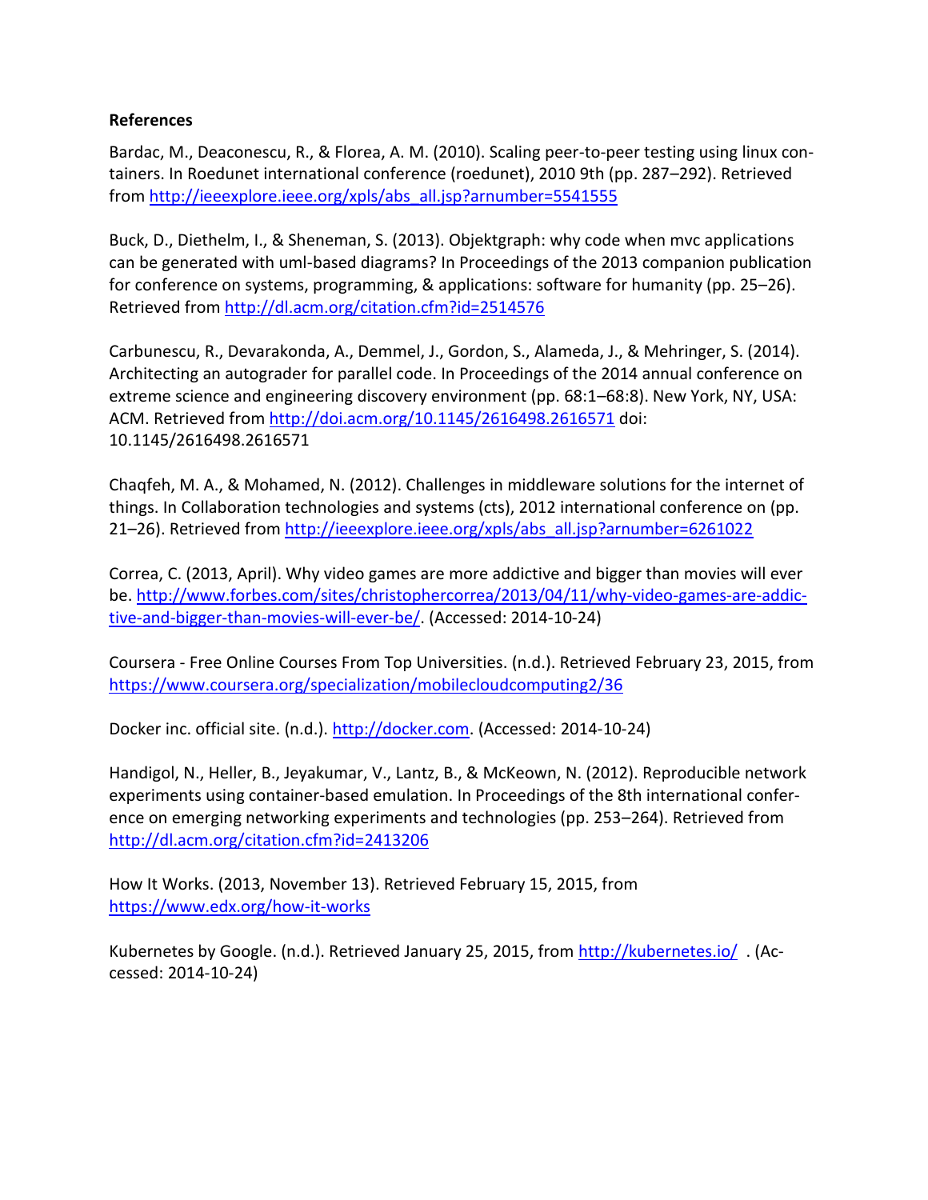**References**

Bardac, M., Deaconescu, R., & Florea, A. M. (2010). Scaling peer-to-peer testing using linux containers. In Roedunet international conference (roedunet), 2010 9th (pp. 287–292). Retrieved from http://ieeexplore.ieee.org/xpls/abs_all.jsp?arnumber=5541555

Buck, D., Diethelm, I., & Sheneman, S. (2013). Objektgraph: why code when mvc applications can be generated with uml-based diagrams? In Proceedings of the 2013 companion publication for conference on systems, programming, & applications: software for humanity (pp. 25–26). Retrieved from http://dl.acm.org/citation.cfm?id=2514576

Carbunescu, R., Devarakonda, A., Demmel, J., Gordon, S., Alameda, J., & Mehringer, S. (2014). Architecting an autograder for parallel code. In Proceedings of the 2014 annual conference on extreme science and engineering discovery environment (pp. 68:1–68:8). New York, NY, USA: ACM. Retrieved from http://doi.acm.org/10.1145/2616498.2616571 doi: 10.1145/2616498.2616571

Chaqfeh, M. A., & Mohamed, N. (2012). Challenges in middleware solutions for the internet of things. In Collaboration technologies and systems (cts), 2012 international conference on (pp. 21–26). Retrieved from http://ieeexplore.ieee.org/xpls/abs_all.jsp?arnumber=6261022

Correa, C. (2013, April). Why video games are more addictive and bigger than movies will ever be. http://www.forbes.com/sites/christophercorrea/2013/04/11/why-video-games-are-addictive-and-bigger-than-movies-will-ever-be/. (Accessed: 2014-10-24)

Coursera - Free Online Courses From Top Universities. (n.d.). Retrieved February 23, 2015, from https://www.coursera.org/specialization/mobilecloudcomputing2/36

Docker inc. official site. (n.d.). http://docker.com. (Accessed: 2014-10-24)

Handigol, N., Heller, B., Jeyakumar, V., Lantz, B., & McKeown, N. (2012). Reproducible network experiments using container-based emulation. In Proceedings of the 8th international conference on emerging networking experiments and technologies (pp. 253–264). Retrieved from http://dl.acm.org/citation.cfm?id=2413206

How It Works. (2013, November 13). Retrieved February 15, 2015, from https://www.edx.org/how-it-works

Kubernetes by Google. (n.d.). Retrieved January 25, 2015, from http://kubernetes.io/ . (Accessed: 2014-10-24)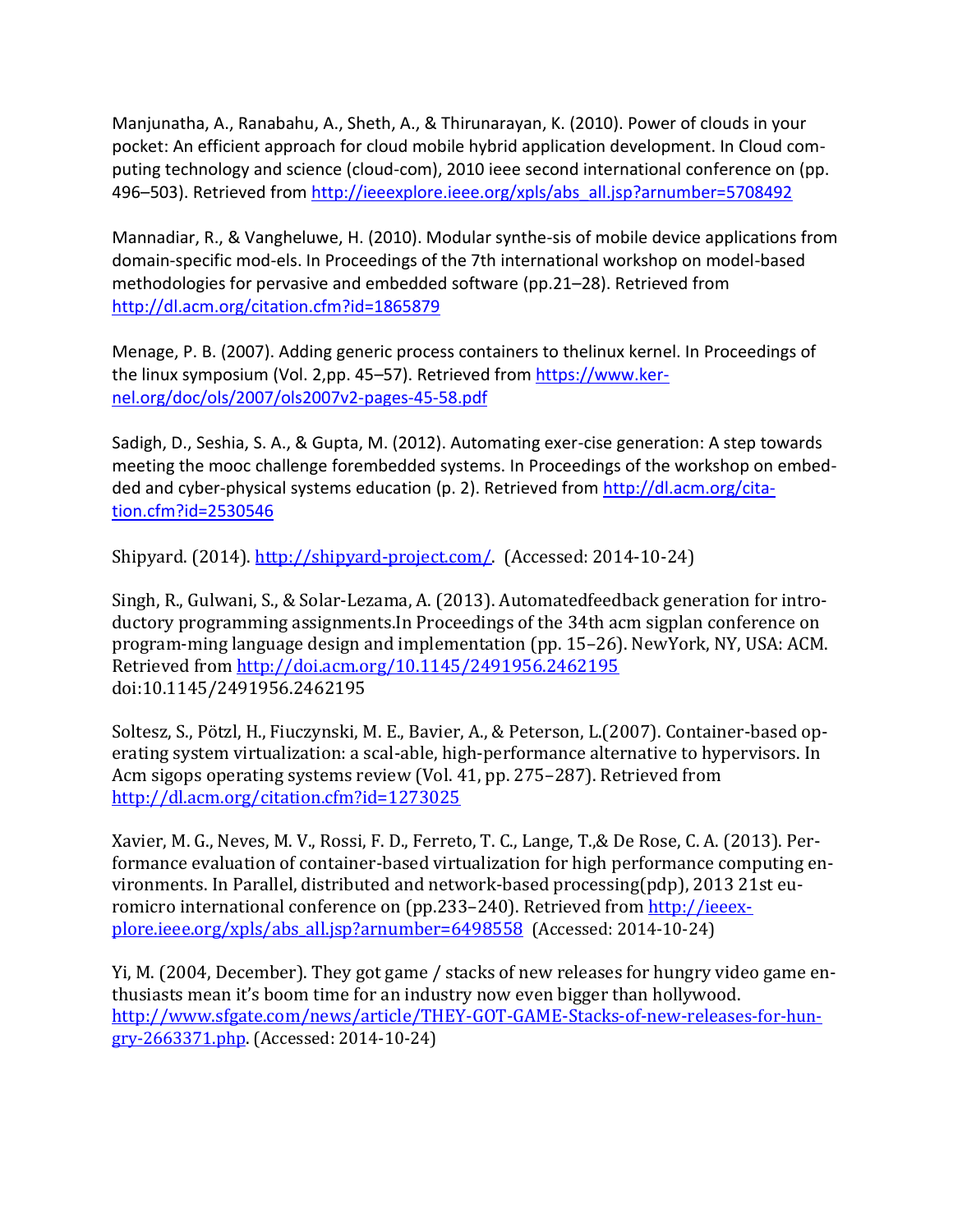Manjunatha, A., Ranabahu, A., Sheth, A., & Thirunarayan, K. (2010). Power of clouds in your pocket: An efficient approach for cloud mobile hybrid application development. In Cloud computing technology and science (cloud-com), 2010 ieee second international conference on (pp. 496–503). Retrieved from http://ieeexplore.ieee.org/xpls/abs_all.jsp?arnumber=5708492

Mannadiar, R., & Vangheluwe, H. (2010). Modular synthe-sis of mobile device applications from domain-specific mod-els. In Proceedings of the 7th international workshop on model-based methodologies for pervasive and embedded software (pp.21–28). Retrieved from http://dl.acm.org/citation.cfm?id=1865879

Menage, P. B. (2007). Adding generic process containers to thelinux kernel. In Proceedings of the linux symposium (Vol. 2,pp. 45–57). Retrieved from https://www.kernel.org/doc/ols/2007/ols2007v2-pages-45-58.pdf

Sadigh, D., Seshia, S. A., & Gupta, M. (2012). Automating exer-cise generation: A step towards meeting the mooc challenge forembedded systems. In Proceedings of the workshop on embedded and cyber-physical systems education (p. 2). Retrieved from http://dl.acm.org/citation.cfm?id=2530546

Shipyard. (2014). http://shipyard-project.com/. (Accessed: 2014-10-24)

Singh, R., Gulwani, S., & Solar-Lezama, A. (2013). Automatedfeedback generation for introductory programming assignments.In Proceedings of the 34th acm sigplan conference on program-ming language design and implementation (pp. 15–26). NewYork, NY, USA: ACM. Retrieved from http://doi.acm.org/10.1145/2491956.2462195 doi:10.1145/2491956.2462195

Soltesz, S., Pötzl, H., Fiuczynski, M. E., Bavier, A., & Peterson, L.(2007). Container-based operating system virtualization: a scal-able, high-performance alternative to hypervisors. In Acm sigops operating systems review (Vol. 41, pp. 275–287). Retrieved from http://dl.acm.org/citation.cfm?id=1273025

Xavier, M. G., Neves, M. V., Rossi, F. D., Ferreto, T. C., Lange, T.,& De Rose, C. A. (2013). Performance evaluation of container-based virtualization for high performance computing environments. In Parallel, distributed and network-based processing(pdp), 2013 21st euromicro international conference on (pp.233–240). Retrieved from http://ieeexplore.ieee.org/xpls/abs_all.jsp?arnumber=6498558 (Accessed: 2014-10-24)

Yi, M. (2004, December). They got game / stacks of new releases for hungry video game enthusiasts mean it's boom time for an industry now even bigger than hollywood. http://www.sfgate.com/news/article/THEY-GOT-GAME-Stacks-of-new-releases-for-hungry-2663371.php. (Accessed: 2014-10-24)